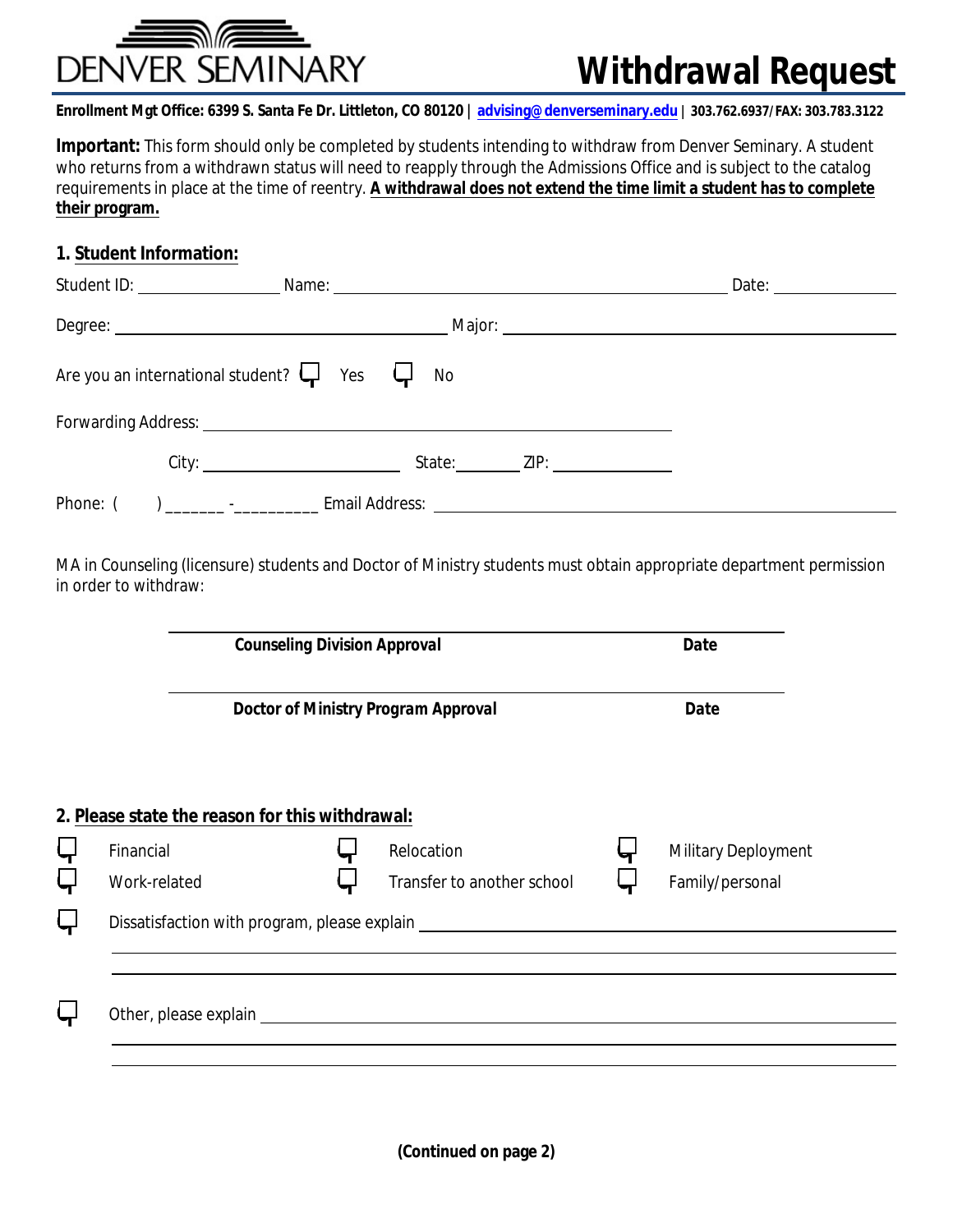DENVER SEMINARY

# Withdrawal Request

**Enrollment Mgt Office: 6399 S. Santa Fe Dr. Littleton, CO 80120 | advising@denverseminary.edu | 303.762.6937/FAX: 303.783.3122**

**Important:** This form should only be completed by students intending to withdraw from Denver Seminary. A student who returns from a withdrawn status will need to reapply through the Admissions Office and is subject to the catalog requirements in place at the time of reentry. **A withdrawal does not extend the time limit a student has to complete their program.**

## 1. Student Information:

Student ID: ________________ Name: ____________________________________________ Date: ______________

Degree: ______________________________________ Major: ____________________________________________

Are you an international student? ☐ Yes ☐ No

Forwarding Address: ____________________________________________________

City: ______________________ State: ________ ZIP: _____________

Phone: ( ) _______ -__________ Email Address: ____________________________________________

MA in Counseling (licensure) students and Doctor of Ministry students must obtain appropriate department permission in order to withdraw:

______________________________________________________________________

***Counseling Division Approval*** ***Date***

______________________________________________________________________

***Doctor of Ministry Program Approval*** ***Date***

## 2. Please state the reason for this withdrawal:

☐ Financial ☐ Relocation ☐ Military Deployment

☐ Work-related ☐ Transfer to another school ☐ Family/personal

☐ Dissatisfaction with program, please explain ____________________________________________

______________________________________________________________________

______________________________________________________________________

☐ Other, please explain ____________________________________________

______________________________________________________________________

______________________________________________________________________

**(Continued on page 2)**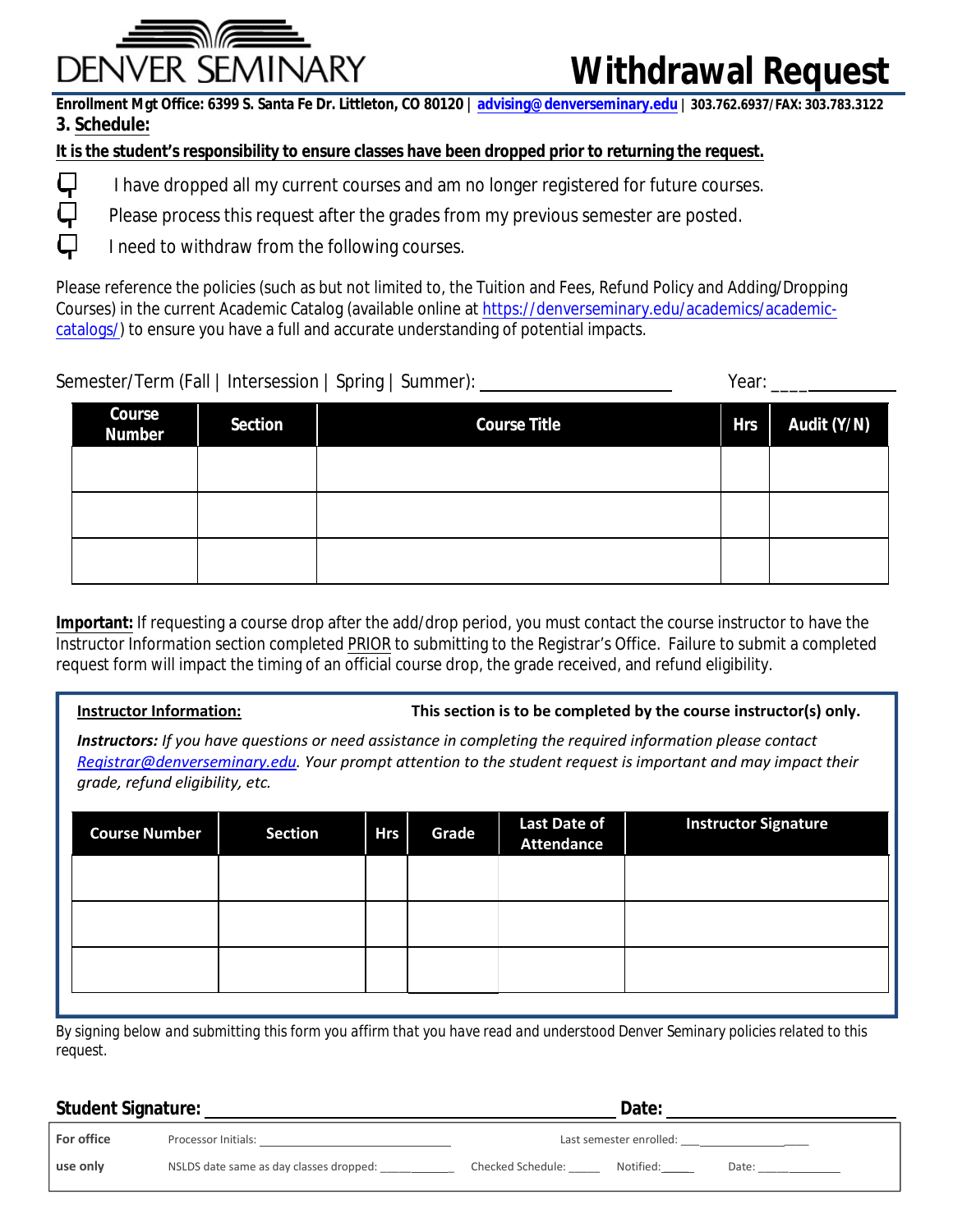# DENVER SEMINARY

# Withdrawal Request

**Enrollment Mgt Office: 6399 S. Santa Fe Dr. Littleton, CO 80120 | advising@denverseminary.edu | 303.762.6937/FAX: 303.783.3122**

## 3. Schedule:

**It is the student's responsibility to ensure classes have been dropped prior to returning the request.**

- ☐ I have dropped all my current courses and am no longer registered for future courses.
- ☐ Please process this request after the grades from my previous semester are posted.
- ☐ I need to withdraw from the following courses.

Please reference the policies (such as but not limited to, the Tuition and Fees, Refund Policy and Adding/Dropping Courses) in the current Academic Catalog (available online at https://denverseminary.edu/academics/academic-catalogs/) to ensure you have a full and accurate understanding of potential impacts.

Semester/Term (Fall | Intersession | Spring | Summer): ____________________ Year: ____________

| Course Number | Section | Course Title | Hrs | Audit (Y/N) |
|---|---|---|---|---|
| | | | | |
| | | | | |
| | | | | |

**Important:** If requesting a course drop after the add/drop period, you must contact the course instructor to have the Instructor Information section completed PRIOR to submitting to the Registrar's Office. Failure to submit a completed request form will impact the timing of an official course drop, the grade received, and refund eligibility.

**Instructor Information:** **This section is to be completed by the course instructor(s) only.**

***Instructors:*** *If you have questions or need assistance in completing the required information please contact Registrar@denverseminary.edu. Your prompt attention to the student request is important and may impact their grade, refund eligibility, etc.*

| Course Number | Section | Hrs | Grade | Last Date of Attendance | Instructor Signature |
|---|---|---|---|---|---|
| | | | | | |
| | | | | | |
| | | | | | |

*By signing below and submitting this form you affirm that you have read and understood Denver Seminary policies related to this request.*

**Student Signature:** ______________________________ **Date:** ____________________

| | | | | | |
|---|---|---|---|---|---|
| **For office** | Processor Initials: ____________________ | | Last semester enrolled: ____________ | | |
| **use only** | NSLDS date same as day classes dropped: ________ | Checked Schedule: _____ | Notified: _____ | Date: ________ | |